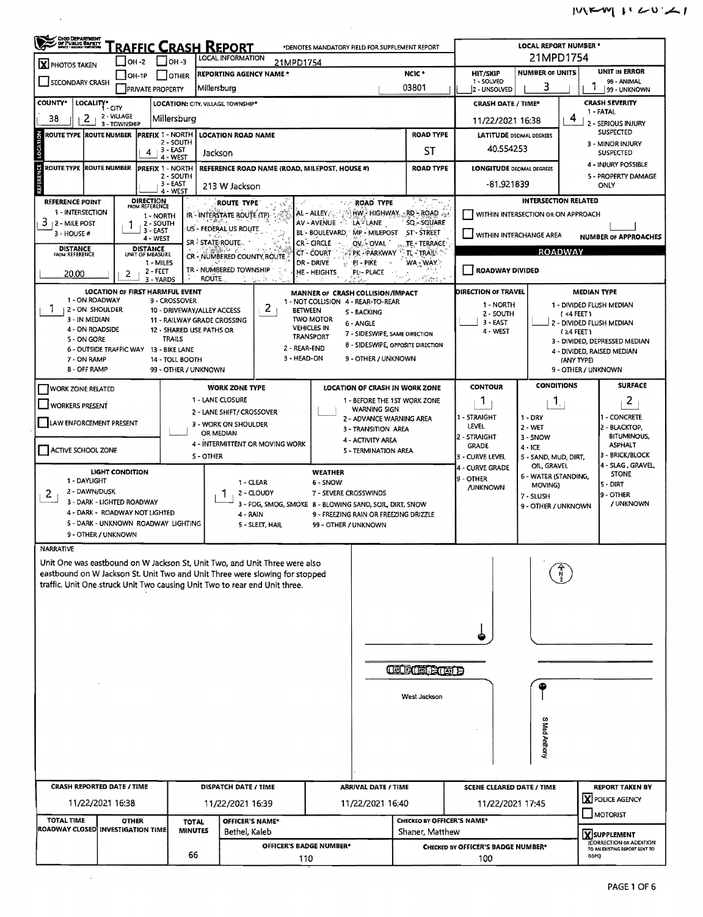# TRAFFIC CRASH REPORT

OHIO DEPARTMENT OF PUBLIC SAFETY

*DENOTES MANDATORY FIELD FOR SUPPLEMENT REPORT

| Field | Value |
| --- | --- |
| LOCAL REPORT NUMBER * | 21MPD1754 |
| LOCAL INFORMATION | 21MPD1754 |
| PHOTOS TAKEN | X |
| REPORTING AGENCY NAME * | Millersburg |
| NCIC * | 03801 |
| HIT/SKIP (1 - SOLVED, 2 - UNSOLVED) | |
| NUMBER OF UNITS | 3 |
| UNIT IN ERROR (98 - ANIMAL, 99 - UNKNOWN) | 1 |
| COUNTY* | 38 |
| LOCALITY* (1 - CITY, 2 - VILLAGE, 3 - TOWNSHIP) | 2 |
| LOCATION: CITY, VILLAGE, TOWNSHIP* | Millersburg |
| CRASH DATE / TIME* | 11/22/2021 16:38 |
| CRASH SEVERITY (1 - FATAL, 2 - SERIOUS INJURY SUSPECTED, 3 - MINOR INJURY SUSPECTED, 4 - INJURY POSSIBLE, 5 - PROPERTY DAMAGE ONLY) | 4 |

## Location

| ROUTE TYPE | ROUTE NUMBER | PREFIX (1 - NORTH, 2 - SOUTH, 3 - EAST, 4 - WEST) | LOCATION ROAD NAME | ROAD TYPE | LATITUDE DECIMAL DEGREES |
| --- | --- | --- | --- | --- | --- |
| | | 4 | Jackson | ST | 40.554253 |

## Reference

| ROUTE TYPE | ROUTE NUMBER | PREFIX | REFERENCE ROAD NAME (ROAD, MILEPOST, HOUSE #) | ROAD TYPE | LONGITUDE DECIMAL DEGREES |
| --- | --- | --- | --- | --- | --- |
| | | | 213 W Jackson | | -81.921839 |

| Field | Value |
| --- | --- |
| REFERENCE POINT (1 - INTERSECTION, 2 - MILE POST, 3 - HOUSE #) | 3 |
| DIRECTION FROM REFERENCE (1 - NORTH, 2 - SOUTH, 3 - EAST, 4 - WEST) | 1 |
| DISTANCE FROM REFERENCE | 20.00 |
| DISTANCE UNIT OF MEASURE (1 - MILES, 2 - FEET, 3 - YARDS) | 2 |

ROUTE TYPE: IR - INTERSTATE ROUTE (TP); US - FEDERAL US ROUTE; SR - STATE ROUTE; CR - NUMBERED COUNTY ROUTE; TR - NUMBERED TOWNSHIP ROUTE

ROAD TYPE: AL - ALLEY; AV - AVENUE; BL - BOULEVARD; CR - CIRCLE; CT - COURT; DR - DRIVE; HE - HEIGHTS; HW - HIGHWAY; LA - LANE; MP - MILEPOST; OV - OVAL; PK - PARKWAY; PI - PIKE; PL - PLACE; RD - ROAD; SQ - SQUARE; ST - STREET; TE - TERRACE; TL - TRAIL; WA - WAY

INTERSECTION RELATED: WITHIN INTERSECTION OR ON APPROACH ☐; WITHIN INTERCHANGE AREA ☐; NUMBER OF APPROACHES: 

ROADWAY: ROADWAY DIVIDED ☐

| Field | Value |
| --- | --- |
| LOCATION OF FIRST HARMFUL EVENT | 1 |
| MANNER OF CRASH COLLISION/IMPACT | 2 |
| DIRECTION OF TRAVEL | 3 |
| MEDIAN TYPE | |

LOCATION OF FIRST HARMFUL EVENT: 1 - ON ROADWAY; 2 - ON SHOULDER; 3 - IN MEDIAN; 4 - ON ROADSIDE; 5 - ON GORE; 6 - OUTSIDE TRAFFIC WAY; 7 - ON RAMP; 8 - OFF RAMP; 9 - CROSSOVER; 10 - DRIVEWAY/ALLEY ACCESS; 11 - RAILWAY GRADE CROSSING; 12 - SHARED USE PATHS OR TRAILS; 13 - BIKE LANE; 14 - TOLL BOOTH; 99 - OTHER / UNKNOWN

MANNER OF CRASH COLLISION/IMPACT: 1 - NOT COLLISION BETWEEN TWO MOTOR VEHICLES IN TRANSPORT; 2 - REAR-END; 3 - HEAD-ON; 4 - REAR-TO-REAR; 5 - BACKING; 6 - ANGLE; 7 - SIDESWIPE, SAME DIRECTION; 8 - SIDESWIPE, OPPOSITE DIRECTION; 9 - OTHER / UNKNOWN

DIRECTION OF TRAVEL: 1 - NORTH; 2 - SOUTH; 3 - EAST; 4 - WEST

MEDIAN TYPE: 1 - DIVIDED FLUSH MEDIAN (<4 FEET); 2 - DIVIDED FLUSH MEDIAN (≥4 FEET); 3 - DIVIDED, DEPRESSED MEDIAN; 4 - DIVIDED, RAISED MEDIAN (ANY TYPE); 9 - OTHER / UNKNOWN

## Work Zone

WORK ZONE RELATED ☐; WORKERS PRESENT ☐; LAW ENFORCEMENT PRESENT ☐; ACTIVE SCHOOL ZONE ☐

WORK ZONE TYPE: 1 - LANE CLOSURE; 2 - LANE SHIFT/ CROSSOVER; 3 - WORK ON SHOULDER OR MEDIAN; 4 - INTERMITTENT OR MOVING WORK; 5 - OTHER

LOCATION OF CRASH IN WORK ZONE: 1 - BEFORE THE 1ST WORK ZONE WARNING SIGN; 2 - ADVANCE WARNING AREA; 3 - TRANSITION AREA; 4 - ACTIVITY AREA; 5 - TERMINATION AREA

| CONTOUR | CONDITIONS | SURFACE |
| --- | --- | --- |
| 1 | 1 | 2 |

CONTOUR: 1 - STRAIGHT LEVEL; 2 - STRAIGHT GRADE; 3 - CURVE LEVEL; 4 - CURVE GRADE; 9 - OTHER /UNKNOWN

CONDITIONS: 1 - DRY; 2 - WET; 3 - SNOW; 4 - ICE; 5 - SAND, MUD, DIRT, OIL, GRAVEL; 6 - WATER (STANDING, MOVING); 7 - SLUSH; 9 - OTHER / UNKNOWN

SURFACE: 1 - CONCRETE; 2 - BLACKTOP, BITUMINOUS, ASPHALT; 3 - BRICK/BLOCK; 4 - SLAG, GRAVEL, STONE; 5 - DIRT; 9 - OTHER / UNKNOWN

| LIGHT CONDITION | WEATHER |
| --- | --- |
| 2 | 1 |

LIGHT CONDITION: 1 - DAYLIGHT; 2 - DAWN/DUSK; 3 - DARK - LIGHTED ROADWAY; 4 - DARK - ROADWAY NOT LIGHTED; 5 - DARK - UNKNOWN ROADWAY LIGHTING; 9 - OTHER / UNKNOWN

WEATHER: 1 - CLEAR; 2 - CLOUDY; 3 - FOG, SMOG, SMOKE; 4 - RAIN; 5 - SLEET, HAIL; 6 - SNOW; 7 - SEVERE CROSSWINDS; 8 - BLOWING SAND, SOIL, DIRT, SNOW; 9 - FREEZING RAIN OR FREEZING DRIZZLE; 99 - OTHER / UNKNOWN

## Narrative

Unit One was eastbound on W Jackson St, Unit Two, and Unit Three were also eastbound on W Jackson St. Unit Two and Unit Three were slowing for stopped traffic. Unit One struck Unit Two causing Unit Two to rear end Unit three.

West Jackson

S Mad Anthony

| CRASH REPORTED DATE / TIME | DISPATCH DATE / TIME | ARRIVAL DATE / TIME | SCENE CLEARED DATE / TIME | REPORT TAKEN BY |
| --- | --- | --- | --- | --- |
| 11/22/2021 16:38 | 11/22/2021 16:39 | 11/22/2021 16:40 | 11/22/2021 17:45 | X POLICE AGENCY |

| TOTAL TIME ROADWAY CLOSED | OTHER INVESTIGATION TIME | TOTAL MINUTES | OFFICER'S NAME* | CHECKED BY OFFICER'S NAME* |
| --- | --- | --- | --- | --- |
| | | 66 | Bethel, Kaleb | Shaner, Matthew |

| OFFICER'S BADGE NUMBER* | CHECKED BY OFFICER'S BADGE NUMBER* |
| --- | --- |
| 110 | 100 |

X SUPPLEMENT (CORRECTION OR ADDITION TO AN EXISTING REPORT SENT TO ODPS)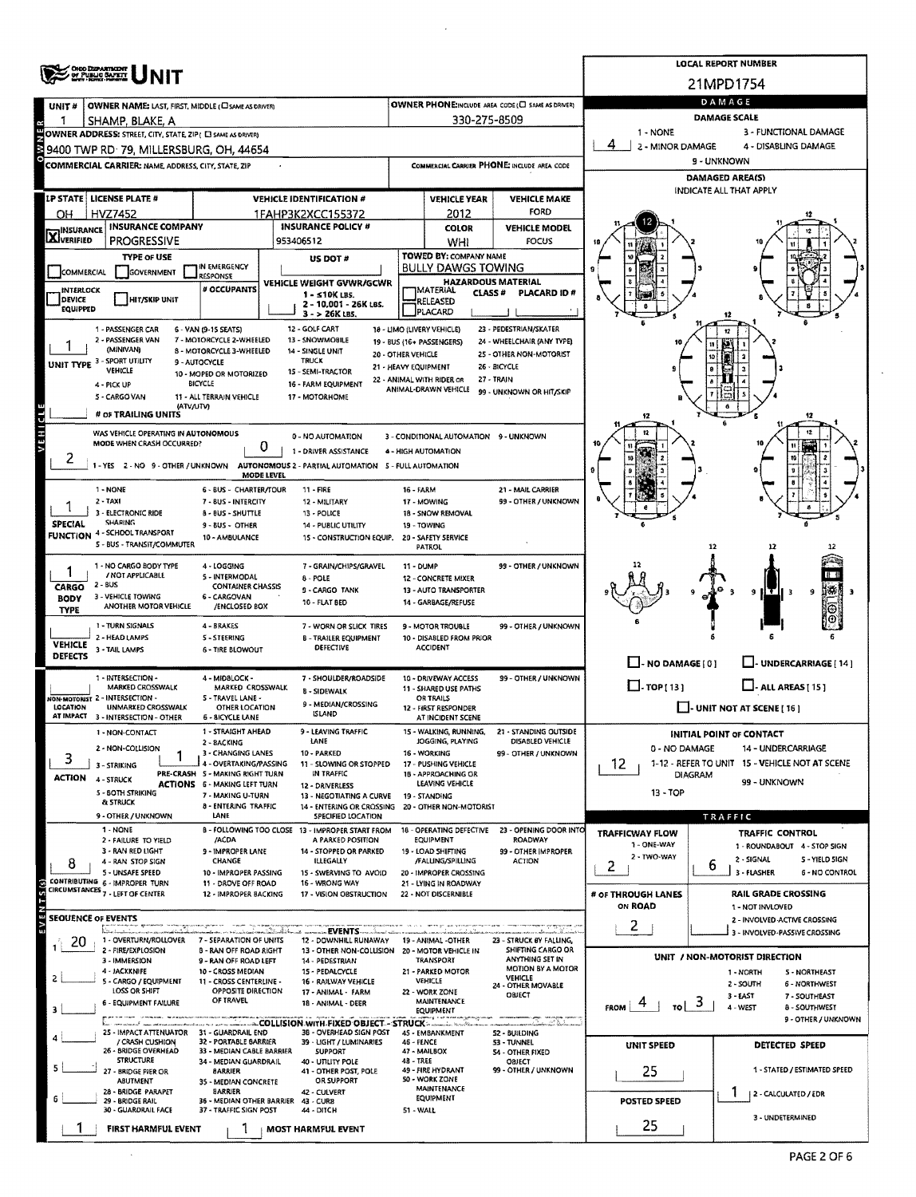# UNIT

**LOCAL REPORT NUMBER:** 21MPD1754

| UNIT # | OWNER NAME: LAST, FIRST, MIDDLE | OWNER PHONE |
|---|---|---|
| 1 | SHAMP, BLAKE, A | 330-275-8509 |

**OWNER ADDRESS:** 9400 TWP RD 79, MILLERSBURG, OH, 44654

**COMMERCIAL CARRIER:**

| LP STATE | LICENSE PLATE # | VEHICLE IDENTIFICATION # | VEHICLE YEAR | VEHICLE MAKE |
|---|---|---|---|---|
| OH | HVZ7452 | 1FAHP3K2XCC155372 | 2012 | FORD |

| INSURANCE | INSURANCE COMPANY | INSURANCE POLICY # | COLOR | VEHICLE MODEL |
|---|---|---|---|---|
| X VERIFIED | PROGRESSIVE | 953406512 | WHI | FOCUS |

**TOWED BY:** BULLY DAWGS TOWING

**DAMAGE**

DAMAGE SCALE: 4 (1 - NONE, 2 - MINOR DAMAGE, 3 - FUNCTIONAL DAMAGE, 4 - DISABLING DAMAGE, 9 - UNKNOWN)

DAMAGED AREA(S): 12

- UNIT TYPE: 1 - PASSENGER CAR
- WAS VEHICLE OPERATING IN AUTONOMOUS MODE WHEN CRASH OCCURRED?: 2 - NO
- AUTONOMOUS MODE LEVEL: 0 - NO AUTOMATION
- SPECIAL FUNCTION: 1 - NONE
- CARGO BODY TYPE: 1 - NO CARGO BODY TYPE / NOT APPLICABLE
- VEHICLE DEFECTS:
- NON-MOTORIST LOCATION AT IMPACT:
- ACTION: 3 - STRIKING
- PRE-CRASH ACTIONS: 1 - STRAIGHT AHEAD
- CONTRIBUTING CIRCUMSTANCES: 8 - FOLLOWING TOO CLOSE /ACDA

**INITIAL POINT OF CONTACT:** 12

**TRAFFIC**

- TRAFFICWAY FLOW: 2 - TWO-WAY
- TRAFFIC CONTROL: 6 - NO CONTROL
- # OF THROUGH LANES ON ROAD: 2
- RAIL GRADE CROSSING:

**SEQUENCE OF EVENTS**

1. 20 - MOTOR VEHICLE IN TRANSPORT

FIRST HARMFUL EVENT: 1

MOST HARMFUL EVENT: 1

**UNIT / NON-MOTORIST DIRECTION:** FROM 4 (WEST) TO 3 (EAST)

| UNIT SPEED | DETECTED SPEED |
|---|---|
| 25 | 1 - STATED / ESTIMATED SPEED |

| POSTED SPEED |
|---|
| 25 |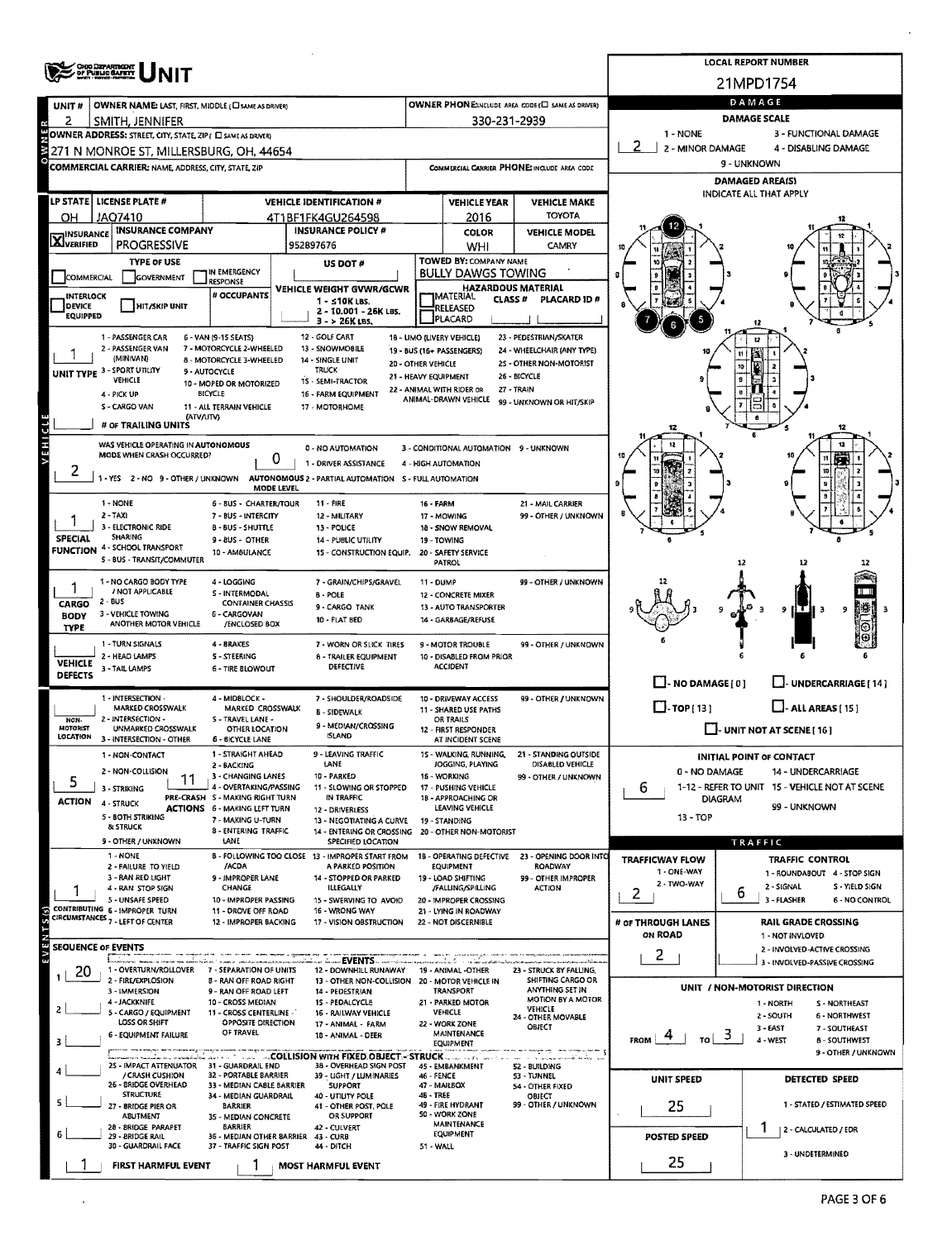# UNIT

**LOCAL REPORT NUMBER:** 21MPD1754

| Field | Value |
|---|---|
| UNIT # | 2 |
| OWNER NAME: LAST, FIRST, MIDDLE | SMITH, JENNIFER |
| OWNER PHONE | 330-231-2939 |
| OWNER ADDRESS | 271 N MONROE ST, MILLERSBURG, OH, 44654 |
| COMMERCIAL CARRIER | |
| LP STATE | OH |
| LICENSE PLATE # | JAQ7410 |
| VEHICLE IDENTIFICATION # | 4T1BF1FK4GU264598 |
| VEHICLE YEAR | 2016 |
| VEHICLE MAKE | TOYOTA |
| INSURANCE | VERIFIED |
| INSURANCE COMPANY | PROGRESSIVE |
| INSURANCE POLICY # | 952897676 |
| COLOR | WHI |
| VEHICLE MODEL | CAMRY |
| TOWED BY: COMPANY NAME | BULLY DAWGS TOWING |
| UNIT TYPE | 1 |
| # OF TRAILING UNITS | |
| WAS VEHICLE OPERATING IN AUTONOMOUS MODE WHEN CRASH OCCURRED? | 2 |
| AUTONOMOUS MODE LEVEL | 0 |
| SPECIAL FUNCTION | 1 |
| CARGO BODY TYPE | 1 |
| VEHICLE DEFECTS | |
| NON-MOTORIST LOCATION | |
| ACTION | 5 |
| PRE-CRASH ACTIONS | 11 |
| CONTRIBUTING CIRCUMSTANCES | 1 |

**Unit Type codes:** 1 - PASSENGER CAR; 2 - PASSENGER VAN (MINIVAN); 3 - SPORT UTILITY VEHICLE; 4 - PICK UP; 5 - CARGO VAN; 6 - VAN (9-15 SEATS); 7 - MOTORCYCLE 2-WHEELED; 8 - MOTORCYCLE 3-WHEELED; 9 - AUTOCYCLE; 10 - MOPED OR MOTORIZED BICYCLE; 11 - ALL TERRAIN VEHICLE (ATV/UTV); 12 - GOLF CART; 13 - SNOWMOBILE; 14 - SINGLE UNIT TRUCK; 15 - SEMI-TRACTOR; 16 - FARM EQUIPMENT; 17 - MOTORHOME; 18 - LIMO (LIVERY VEHICLE); 19 - BUS (16+ PASSENGERS); 20 - OTHER VEHICLE; 21 - HEAVY EQUIPMENT; 22 - ANIMAL WITH RIDER OR ANIMAL-DRAWN VEHICLE; 23 - PEDESTRIAN/SKATER; 24 - WHEELCHAIR (ANY TYPE); 25 - OTHER NON-MOTORIST; 26 - BICYCLE; 27 - TRAIN; 99 - UNKNOWN OR HIT/SKIP

**Autonomous:** 1 - YES 2 - NO 9 - OTHER / UNKNOWN. Mode level: 0 - NO AUTOMATION; 1 - DRIVER ASSISTANCE; 2 - PARTIAL AUTOMATION; 3 - CONDITIONAL AUTOMATION; 4 - HIGH AUTOMATION; 5 - FULL AUTOMATION; 9 - UNKNOWN

**Action:** 1 - NON-CONTACT; 2 - NON-COLLISION; 3 - STRIKING; 4 - STRUCK; 5 - BOTH STRIKING & STRUCK; 9 - OTHER / UNKNOWN

**Pre-Crash Actions:** 1 - STRAIGHT AHEAD; 2 - BACKING; 3 - CHANGING LANES; 4 - OVERTAKING/PASSING; 5 - MAKING RIGHT TURN; 6 - MAKING LEFT TURN; 7 - MAKING U-TURN; 8 - ENTERING TRAFFIC LANE; 9 - LEAVING TRAFFIC LANE; 10 - PARKED; 11 - SLOWING OR STOPPED IN TRAFFIC; 12 - DRIVERLESS; 13 - NEGOTIATING A CURVE; 14 - ENTERING OR CROSSING SPECIFIED LOCATION; 15 - WALKING, RUNNING, JOGGING, PLAYING; 16 - WORKING; 17 - PUSHING VEHICLE; 18 - APPROACHING OR LEAVING VEHICLE; 19 - STANDING; 20 - OTHER NON-MOTORIST; 21 - STANDING OUTSIDE DISABLED VEHICLE; 99 - OTHER / UNKNOWN

**Contributing Circumstances:** 1 - NONE; 2 - FAILURE TO YIELD; 3 - RAN RED LIGHT; 4 - RAN STOP SIGN; 5 - UNSAFE SPEED; 6 - IMPROPER TURN; 7 - LEFT OF CENTER; 8 - FOLLOWING TOO CLOSE /ACDA; 9 - IMPROPER LANE CHANGE; 10 - IMPROPER PASSING; 11 - DROVE OFF ROAD; 12 - IMPROPER BACKING; 13 - IMPROPER START FROM A PARKED POSITION; 14 - STOPPED OR PARKED ILLEGALLY; 15 - SWERVING TO AVOID; 16 - WRONG WAY; 17 - VISION OBSTRUCTION; 18 - OPERATING DEFECTIVE EQUIPMENT; 19 - LOAD SHIFTING /FALLING/SPILLING; 20 - IMPROPER CROSSING; 21 - LYING IN ROADWAY; 22 - NOT DISCERNIBLE; 23 - OPENING DOOR INTO ROADWAY; 99 - OTHER IMPROPER ACTION

## SEQUENCE OF EVENTS

| # | Event |
|---|---|
| 1 | 20 |
| 2 | |
| 3 | |
| 4 | |
| 5 | |
| 6 | |

FIRST HARMFUL EVENT: 1 — MOST HARMFUL EVENT: 1

**Events:** 1 - OVERTURN/ROLLOVER; 2 - FIRE/EXPLOSION; 3 - IMMERSION; 4 - JACKKNIFE; 5 - CARGO / EQUIPMENT LOSS OR SHIFT; 6 - EQUIPMENT FAILURE; 7 - SEPARATION OF UNITS; 8 - RAN OFF ROAD RIGHT; 9 - RAN OFF ROAD LEFT; 10 - CROSS MEDIAN; 11 - CROSS CENTERLINE - OPPOSITE DIRECTION OF TRAVEL; 12 - DOWNHILL RUNAWAY; 13 - OTHER NON-COLLISION; 14 - PEDESTRIAN; 15 - PEDALCYCLE; 16 - RAILWAY VEHICLE; 17 - ANIMAL - FARM; 18 - ANIMAL - DEER; 19 - ANIMAL - OTHER; 20 - MOTOR VEHICLE IN TRANSPORT; 21 - PARKED MOTOR VEHICLE; 22 - WORK ZONE MAINTENANCE EQUIPMENT; 23 - STRUCK BY FALLING, SHIFTING CARGO OR ANYTHING SET IN MOTION BY A MOTOR VEHICLE; 24 - OTHER MOVABLE OBJECT

## DAMAGE

| Field | Value |
|---|---|
| DAMAGE SCALE | 2 - MINOR DAMAGE |
| INITIAL POINT OF CONTACT | 6 |

DAMAGE SCALE: 1 - NONE; 2 - MINOR DAMAGE; 3 - FUNCTIONAL DAMAGE; 4 - DISABLING DAMAGE; 9 - UNKNOWN

DAMAGED AREA(S): 5, 6, 7, 12

## TRAFFIC

| Field | Value |
|---|---|
| TRAFFICWAY FLOW | 2 - TWO-WAY |
| TRAFFIC CONTROL | 6 - NO CONTROL |
| # OF THROUGH LANES ON ROAD | 2 |
| RAIL GRADE CROSSING | |
| UNIT / NON-MOTORIST DIRECTION | FROM 4 (WEST) TO 3 (EAST) |
| UNIT SPEED | 25 |
| POSTED SPEED | 25 |
| DETECTED SPEED | 1 - STATED / ESTIMATED SPEED |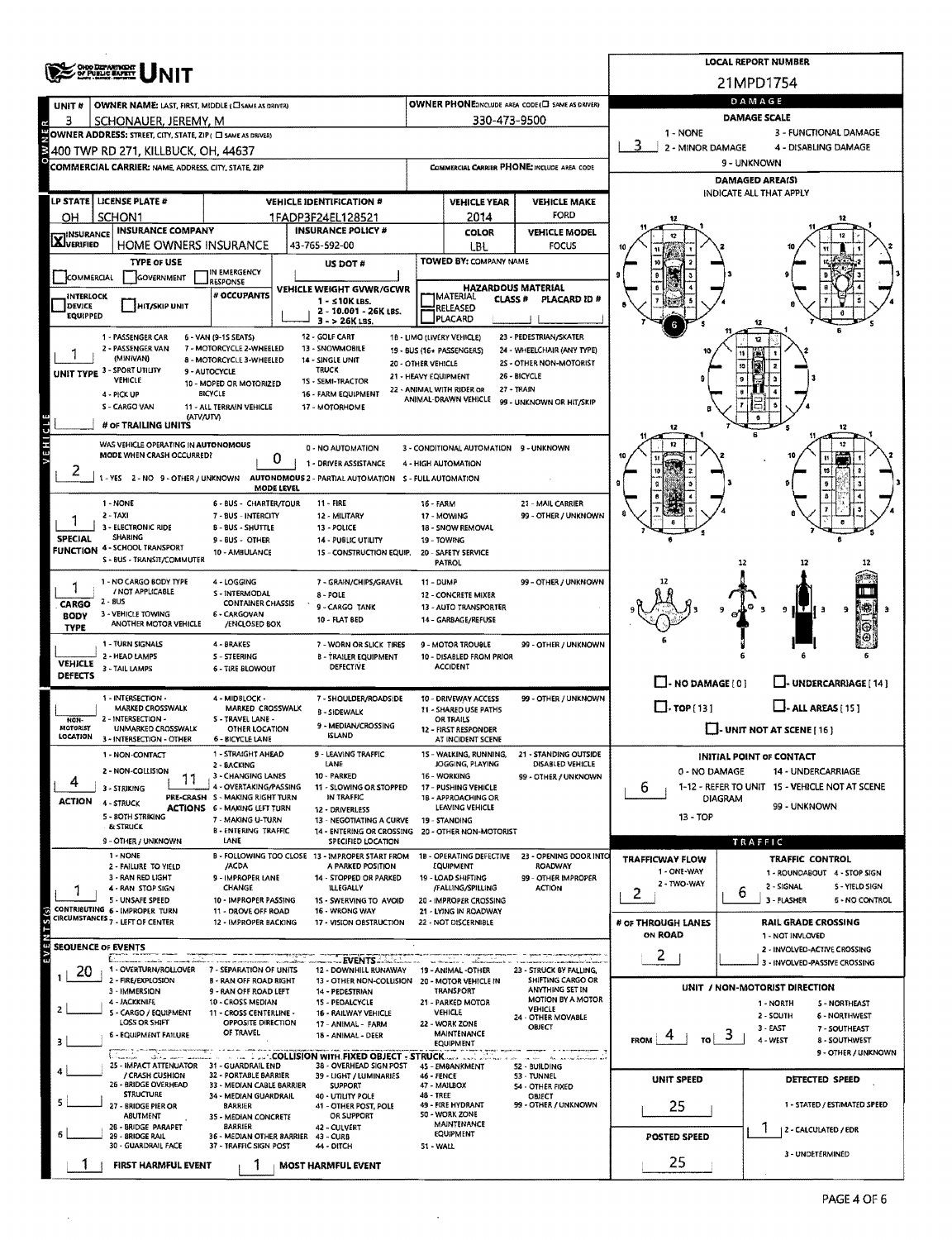# UNIT

**LOCAL REPORT NUMBER:** 21MPD1754

| UNIT # | OWNER NAME: LAST, FIRST, MIDDLE | OWNER PHONE |
|---|---|---|
| 3 | SCHONAUER, JEREMY, M | 330-473-9500 |

**OWNER ADDRESS:** 400 TWP RD 271, KILLBUCK, OH, 44637

**COMMERCIAL CARRIER:** NAME, ADDRESS, CITY, STATE, ZIP

**COMMERCIAL CARRIER PHONE:**

| LP STATE | LICENSE PLATE # | VEHICLE IDENTIFICATION # | VEHICLE YEAR | VEHICLE MAKE |
|---|---|---|---|---|
| OH | SCHON1 | 1FADP3F24EL128521 | 2014 | FORD |

| INSURANCE | INSURANCE COMPANY | INSURANCE POLICY # | COLOR | VEHICLE MODEL |
|---|---|---|---|---|
| X VERIFIED | HOME OWNERS INSURANCE | 43-765-592-00 | LBL | FOCUS |

**TYPE OF USE:** COMMERCIAL / GOVERNMENT / IN EMERGENCY RESPONSE

**US DOT #:**

**TOWED BY:** COMPANY NAME

**VEHICLE WEIGHT GVWR/GCWR:** 1 - ≤10K LBS. / 2 - 10.001 - 26K LBS. / 3 - > 26K LBS.

**HAZARDOUS MATERIAL:** MATERIAL CLASS # / RELEASED / PLACARD / PLACARD ID #

**INTERLOCK DEVICE EQUIPPED** / HIT/SKIP UNIT / # OCCUPANTS

**UNIT TYPE:** 1
1 - PASSENGER CAR, 2 - PASSENGER VAN (MINIVAN), 3 - SPORT UTILITY VEHICLE, 4 - PICK UP, 5 - CARGO VAN, 6 - VAN (9-15 SEATS), 7 - MOTORCYCLE 2-WHEELED, 8 - MOTORCYCLE 3-WHEELED, 9 - AUTOCYCLE, 10 - MOPED OR MOTORIZED BICYCLE, 11 - ALL TERRAIN VEHICLE (ATV/UTV), 12 - GOLF CART, 13 - SNOWMOBILE, 14 - SINGLE UNIT TRUCK, 15 - SEMI-TRACTOR, 16 - FARM EQUIPMENT, 17 - MOTORHOME, 18 - LIMO (LIVERY VEHICLE), 19 - BUS (16+ PASSENGERS), 20 - OTHER VEHICLE, 21 - HEAVY EQUIPMENT, 22 - ANIMAL WITH RIDER OR ANIMAL-DRAWN VEHICLE, 23 - PEDESTRIAN/SKATER, 24 - WHEELCHAIR (ANY TYPE), 25 - OTHER NON-MOTORIST, 26 - BICYCLE, 27 - TRAIN, 99 - UNKNOWN OR HIT/SKIP

**# OF TRAILING UNITS:**

**WAS VEHICLE OPERATING IN AUTONOMOUS MODE WHEN CRASH OCCURRED?** 2
1 - YES, 2 - NO, 9 - OTHER / UNKNOWN

**AUTONOMOUS MODE LEVEL:** 0
0 - NO AUTOMATION, 1 - DRIVER ASSISTANCE, 2 - PARTIAL AUTOMATION, 3 - CONDITIONAL AUTOMATION, 4 - HIGH AUTOMATION, 5 - FULL AUTOMATION, 9 - UNKNOWN

**SPECIAL FUNCTION:** 1
1 - NONE, 2 - TAXI, 3 - ELECTRONIC RIDE SHARING, 4 - SCHOOL TRANSPORT, 5 - BUS - TRANSIT/COMMUTER, 6 - BUS - CHARTER/TOUR, 7 - BUS - INTERCITY, 8 - BUS - SHUTTLE, 9 - BUS - OTHER, 10 - AMBULANCE, 11 - FIRE, 12 - MILITARY, 13 - POLICE, 14 - PUBLIC UTILITY, 15 - CONSTRUCTION EQUIP., 16 - FARM, 17 - MOWING, 18 - SNOW REMOVAL, 19 - TOWING, 20 - SAFETY SERVICE PATROL, 21 - MAIL CARRIER, 99 - OTHER / UNKNOWN

**CARGO BODY TYPE:** 1
1 - NO CARGO BODY TYPE / NOT APPLICABLE, 2 - BUS, 3 - VEHICLE TOWING ANOTHER MOTOR VEHICLE, 4 - LOGGING, 5 - INTERMODAL CONTAINER CHASSIS, 6 - CARGOVAN /ENCLOSED BOX, 7 - GRAIN/CHIPS/GRAVEL, 8 - POLE, 9 - CARGO TANK, 10 - FLAT BED, 11 - DUMP, 12 - CONCRETE MIXER, 13 - AUTO TRANSPORTER, 14 - GARBAGE/REFUSE, 99 - OTHER / UNKNOWN

**VEHICLE DEFECTS:**
1 - TURN SIGNALS, 2 - HEAD LAMPS, 3 - TAIL LAMPS, 4 - BRAKES, 5 - STEERING, 6 - TIRE BLOWOUT, 7 - WORN OR SLICK TIRES, 8 - TRAILER EQUIPMENT DEFECTIVE, 9 - MOTOR TROUBLE, 10 - DISABLED FROM PRIOR ACCIDENT, 99 - OTHER / UNKNOWN

**NON-MOTORIST LOCATION:**
1 - INTERSECTION - MARKED CROSSWALK, 2 - INTERSECTION - UNMARKED CROSSWALK, 3 - INTERSECTION - OTHER, 4 - MIDBLOCK - MARKED CROSSWALK, 5 - TRAVEL LANE - OTHER LOCATION, 6 - BICYCLE LANE, 7 - SHOULDER/ROADSIDE, 8 - SIDEWALK, 9 - MEDIAN/CROSSING ISLAND, 10 - DRIVEWAY ACCESS, 11 - SHARED USE PATHS OR TRAILS, 12 - FIRST RESPONDER AT INCIDENT SCENE, 99 - OTHER / UNKNOWN

**ACTION:** 4
1 - NON-CONTACT, 2 - NON-COLLISION, 3 - STRIKING, 4 - STRUCK, 5 - BOTH STRIKING & STRUCK, 9 - OTHER / UNKNOWN

**PRE-CRASH ACTIONS:** 11
1 - STRAIGHT AHEAD, 2 - BACKING, 3 - CHANGING LANES, 4 - OVERTAKING/PASSING, 5 - MAKING RIGHT TURN, 6 - MAKING LEFT TURN, 7 - MAKING U-TURN, 8 - ENTERING TRAFFIC LANE, 9 - LEAVING TRAFFIC LANE, 10 - PARKED, 11 - SLOWING OR STOPPED IN TRAFFIC, 12 - DRIVERLESS, 13 - NEGOTIATING A CURVE, 14 - ENTERING OR CROSSING SPECIFIED LOCATION, 15 - WALKING, RUNNING, JOGGING, PLAYING, 16 - WORKING, 17 - PUSHING VEHICLE, 18 - APPROACHING OR LEAVING VEHICLE, 19 - STANDING, 20 - OTHER NON-MOTORIST, 21 - STANDING OUTSIDE DISABLED VEHICLE, 99 - OTHER / UNKNOWN

**CONTRIBUTING CIRCUMSTANCES:** 1
1 - NONE, 2 - FAILURE TO YIELD, 3 - RAN RED LIGHT, 4 - RAN STOP SIGN, 5 - UNSAFE SPEED, 6 - IMPROPER TURN, 7 - LEFT OF CENTER, 8 - FOLLOWING TOO CLOSE /ACDA, 9 - IMPROPER LANE CHANGE, 10 - IMPROPER PASSING, 11 - DROVE OFF ROAD, 12 - IMPROPER BACKING, 13 - IMPROPER START FROM A PARKED POSITION, 14 - STOPPED OR PARKED ILLEGALLY, 15 - SWERVING TO AVOID, 16 - WRONG WAY, 17 - VISION OBSTRUCTION, 18 - OPERATING DEFECTIVE EQUIPMENT, 19 - LOAD SHIFTING /FALLING/SPILLING, 20 - IMPROPER CROSSING, 21 - LYING IN ROADWAY, 22 - NOT DISCERNIBLE, 23 - OPENING DOOR INTO ROADWAY, 99 - OTHER IMPROPER ACTION

**SEQUENCE OF EVENTS:**

| # | Event |
|---|---|
| 1 | 20 |
| 2 | |
| 3 | |
| 4 | |
| 5 | |
| 6 | |

**EVENTS:** 1 - OVERTURN/ROLLOVER, 2 - FIRE/EXPLOSION, 3 - IMMERSION, 4 - JACKKNIFE, 5 - CARGO / EQUIPMENT LOSS OR SHIFT, 6 - EQUIPMENT FAILURE, 7 - SEPARATION OF UNITS, 8 - RAN OFF ROAD RIGHT, 9 - RAN OFF ROAD LEFT, 10 - CROSS MEDIAN, 11 - CROSS CENTERLINE - OPPOSITE DIRECTION OF TRAVEL, 12 - DOWNHILL RUNAWAY, 13 - OTHER NON-COLLISION, 14 - PEDESTRIAN, 15 - PEDALCYCLE, 16 - RAILWAY VEHICLE, 17 - ANIMAL - FARM, 18 - ANIMAL - DEER, 19 - ANIMAL -OTHER, 20 - MOTOR VEHICLE IN TRANSPORT, 21 - PARKED MOTOR VEHICLE, 22 - WORK ZONE MAINTENANCE EQUIPMENT, 23 - STRUCK BY FALLING, SHIFTING CARGO OR ANYTHING SET IN MOTION BY A MOTOR VEHICLE, 24 - OTHER MOVABLE OBJECT

**COLLISION WITH FIXED OBJECT - STRUCK:** 25 - IMPACT ATTENUATOR / CRASH CUSHION, 26 - BRIDGE OVERHEAD STRUCTURE, 27 - BRIDGE PIER OR ABUTMENT, 28 - BRIDGE PARAPET, 29 - BRIDGE RAIL, 30 - GUARDRAIL FACE, 31 - GUARDRAIL END, 32 - PORTABLE BARRIER, 33 - MEDIAN CABLE BARRIER, 34 - MEDIAN GUARDRAIL BARRIER, 35 - MEDIAN CONCRETE BARRIER, 36 - MEDIAN OTHER BARRIER, 37 - TRAFFIC SIGN POST, 38 - OVERHEAD SIGN POST, 39 - LIGHT / LUMINARIES SUPPORT, 40 - UTILITY POLE, 41 - OTHER POST, POLE OR SUPPORT, 42 - CULVERT, 43 - CURB, 44 - DITCH, 45 - EMBANKMENT, 46 - FENCE, 47 - MAILBOX, 48 - TREE, 49 - FIRE HYDRANT, 50 - WORK ZONE MAINTENANCE EQUIPMENT, 51 - WALL, 52 - BUILDING, 53 - TUNNEL, 54 - OTHER FIXED OBJECT, 99 - OTHER / UNKNOWN

**FIRST HARMFUL EVENT:** 1
**MOST HARMFUL EVENT:** 1

## DAMAGE

**DAMAGE SCALE:** 3
1 - NONE, 2 - MINOR DAMAGE, 3 - FUNCTIONAL DAMAGE, 4 - DISABLING DAMAGE, 9 - UNKNOWN

**DAMAGED AREA(S):** INDICATE ALL THAT APPLY — 6

- NO DAMAGE [0]
- UNDERCARRIAGE [14]
- TOP [13]
- ALL AREAS [15]
- UNIT NOT AT SCENE [16]

**INITIAL POINT OF CONTACT:** 6
0 - NO DAMAGE, 1-12 - REFER TO UNIT DIAGRAM, 13 - TOP, 14 - UNDERCARRIAGE, 15 - VEHICLE NOT AT SCENE, 99 - UNKNOWN

## TRAFFIC

**TRAFFICWAY FLOW:** 2
1 - ONE-WAY, 2 - TWO-WAY

**TRAFFIC CONTROL:** 6
1 - ROUNDABOUT, 2 - SIGNAL, 3 - FLASHER, 4 - STOP SIGN, 5 - YIELD SIGN, 6 - NO CONTROL

**# OF THROUGH LANES ON ROAD:** 2

**RAIL GRADE CROSSING:**
1 - NOT INVLOVED, 2 - INVOLVED-ACTIVE CROSSING, 3 - INVOLVED-PASSIVE CROSSING

**UNIT / NON-MOTORIST DIRECTION:** FROM 4 TO 3
1 - NORTH, 2 - SOUTH, 3 - EAST, 4 - WEST, 5 - NORTHEAST, 6 - NORTHWEST, 7 - SOUTHEAST, 8 - SOUTHWEST, 9 - OTHER / UNKNOWN

**UNIT SPEED:** 25

**POSTED SPEED:** 25

**DETECTED SPEED:** 1
1 - STATED / ESTIMATED SPEED, 2 - CALCULATED / EDR, 3 - UNDETERMINED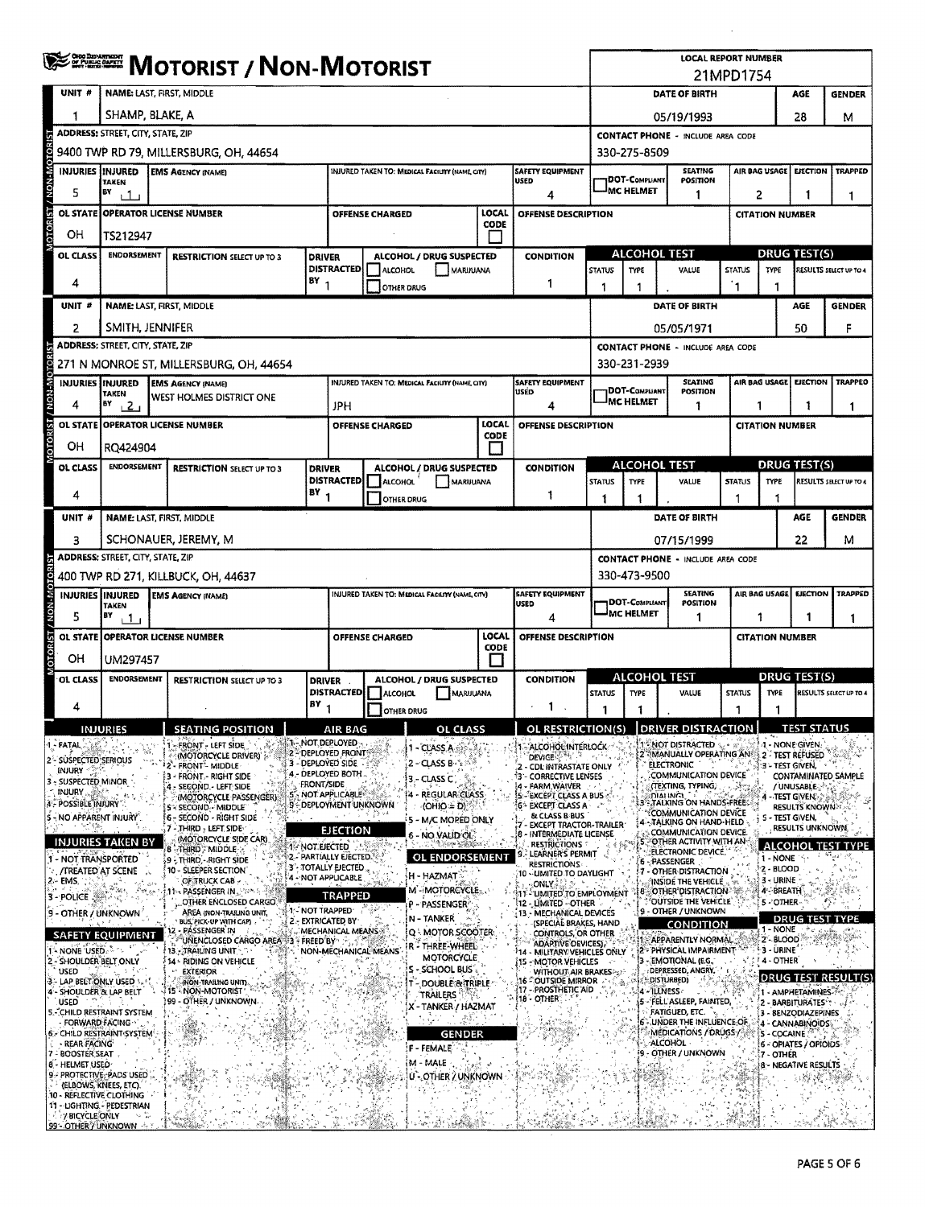# MOTORIST / NON-MOTORIST

LOCAL REPORT NUMBER: 21MPD1754

## Unit 1

| UNIT # | NAME: LAST, FIRST, MIDDLE | DATE OF BIRTH | AGE | GENDER |
|---|---|---|---|---|
| 1 | SHAMP, BLAKE, A | 05/19/1993 | 28 | M |

ADDRESS: STREET, CITY, STATE, ZIP: 9400 TWP RD 79, MILLERSBURG, OH, 44654

CONTACT PHONE - INCLUDE AREA CODE: 330-275-8509

| INJURIES | INJURED TAKEN BY | EMS AGENCY (NAME) | INJURED TAKEN TO: MEDICAL FACILITY (NAME, CITY) | SAFETY EQUIPMENT USED | DOT-COMPLIANT MC HELMET | SEATING POSITION | AIR BAG USAGE | EJECTION | TRAPPED |
|---|---|---|---|---|---|---|---|---|---|
| 5 | 1 | | | 4 | | 1 | 2 | 1 | 1 |

| OL STATE | OPERATOR LICENSE NUMBER | OFFENSE CHARGED | LOCAL CODE | OFFENSE DESCRIPTION | CITATION NUMBER |
|---|---|---|---|---|---|
| OH | TS212947 | | | | |

| OL CLASS | ENDORSEMENT | RESTRICTION SELECT UP TO 3 | DRIVER DISTRACTED BY | ALCOHOL / DRUG SUSPECTED | CONDITION | ALCOHOL TEST STATUS | ALCOHOL TEST TYPE | ALCOHOL TEST VALUE | DRUG TEST STATUS | DRUG TEST TYPE | RESULTS SELECT UP TO 4 |
|---|---|---|---|---|---|---|---|---|---|---|---|
| 4 | | | 1 | | 1 | 1 | 1 | | 1 | 1 | |

## Unit 2

| UNIT # | NAME: LAST, FIRST, MIDDLE | DATE OF BIRTH | AGE | GENDER |
|---|---|---|---|---|
| 2 | SMITH, JENNIFER | 05/05/1971 | 50 | F |

ADDRESS: STREET, CITY, STATE, ZIP: 271 N MONROE ST, MILLERSBURG, OH, 44654

CONTACT PHONE - INCLUDE AREA CODE: 330-231-2939

| INJURIES | INJURED TAKEN BY | EMS AGENCY (NAME) | INJURED TAKEN TO: MEDICAL FACILITY (NAME, CITY) | SAFETY EQUIPMENT USED | DOT-COMPLIANT MC HELMET | SEATING POSITION | AIR BAG USAGE | EJECTION | TRAPPED |
|---|---|---|---|---|---|---|---|---|---|
| 4 | 2 | WEST HOLMES DISTRICT ONE | JPH | 4 | | 1 | 1 | 1 | 1 |

| OL STATE | OPERATOR LICENSE NUMBER | OFFENSE CHARGED | LOCAL CODE | OFFENSE DESCRIPTION | CITATION NUMBER |
|---|---|---|---|---|---|
| OH | RQ424904 | | | | |

| OL CLASS | ENDORSEMENT | RESTRICTION SELECT UP TO 3 | DRIVER DISTRACTED BY | ALCOHOL / DRUG SUSPECTED | CONDITION | ALCOHOL TEST STATUS | ALCOHOL TEST TYPE | ALCOHOL TEST VALUE | DRUG TEST STATUS | DRUG TEST TYPE | RESULTS SELECT UP TO 4 |
|---|---|---|---|---|---|---|---|---|---|---|---|
| 4 | | | 1 | | 1 | 1 | 1 | | 1 | 1 | |

## Unit 3

| UNIT # | NAME: LAST, FIRST, MIDDLE | DATE OF BIRTH | AGE | GENDER |
|---|---|---|---|---|
| 3 | SCHONAUER, JEREMY, M | 07/15/1999 | 22 | M |

ADDRESS: STREET, CITY, STATE, ZIP: 400 TWP RD 271, KILLBUCK, OH, 44637

CONTACT PHONE - INCLUDE AREA CODE: 330-473-9500

| INJURIES | INJURED TAKEN BY | EMS AGENCY (NAME) | INJURED TAKEN TO: MEDICAL FACILITY (NAME, CITY) | SAFETY EQUIPMENT USED | DOT-COMPLIANT MC HELMET | SEATING POSITION | AIR BAG USAGE | EJECTION | TRAPPED |
|---|---|---|---|---|---|---|---|---|---|
| 5 | 1 | | | 4 | | 1 | 1 | 1 | 1 |

| OL STATE | OPERATOR LICENSE NUMBER | OFFENSE CHARGED | LOCAL CODE | OFFENSE DESCRIPTION | CITATION NUMBER |
|---|---|---|---|---|---|
| OH | UM297457 | | | | |

| OL CLASS | ENDORSEMENT | RESTRICTION SELECT UP TO 3 | DRIVER DISTRACTED BY | ALCOHOL / DRUG SUSPECTED | CONDITION | ALCOHOL TEST STATUS | ALCOHOL TEST TYPE | ALCOHOL TEST VALUE | DRUG TEST STATUS | DRUG TEST TYPE | RESULTS SELECT UP TO 4 |
|---|---|---|---|---|---|---|---|---|---|---|---|
| 4 | | | 1 | | 1 | 1 | 1 | | 1 | 1 | |

## Codes

**INJURIES**
1 - FATAL
2 - SUSPECTED SERIOUS INJURY
3 - SUSPECTED MINOR INJURY
4 - POSSIBLE INJURY
5 - NO APPARENT INJURY

**INJURIES TAKEN BY**
1 - NOT TRANSPORTED /TREATED AT SCENE
2 - EMS
3 - POLICE
9 - OTHER / UNKNOWN

**SAFETY EQUIPMENT**
1 - NONE USED
2 - SHOULDER BELT ONLY USED
3 - LAP BELT ONLY USED
4 - SHOULDER & LAP BELT USED
5 - CHILD RESTRAINT SYSTEM - FORWARD FACING
6 - CHILD RESTRAINT SYSTEM - REAR FACING
7 - BOOSTER SEAT
8 - HELMET USED
9 - PROTECTIVE PADS USED (ELBOWS, KNEES, ETC)
10 - REFLECTIVE CLOTHING
11 - LIGHTING - PEDESTRIAN / BICYCLE ONLY
99 - OTHER / UNKNOWN

**SEATING POSITION**
1 - FRONT - LEFT SIDE (MOTORCYCLE DRIVER)
2 - FRONT - MIDDLE
3 - FRONT - RIGHT SIDE
4 - SECOND - LEFT SIDE (MOTORCYCLE PASSENGER)
5 - SECOND - MIDDLE
6 - SECOND - RIGHT SIDE
7 - THIRD - LEFT SIDE (MOTORCYCLE SIDE CAR)
8 - THIRD - MIDDLE
9 - THIRD - RIGHT SIDE
10 - SLEEPER SECTION OF TRUCK CAB
11 - PASSENGER IN OTHER ENCLOSED CARGO AREA (NON-TRAILING UNIT, BUS, PICK-UP WITH CAP)
12 - PASSENGER IN UNENCLOSED CARGO AREA
13 - TRAILING UNIT
14 - RIDING ON VEHICLE EXTERIOR (NON-TRAILING UNIT)
15 - NON-MOTORIST
99 - OTHER / UNKNOWN

**AIR BAG**
1 - NOT DEPLOYED
2 - DEPLOYED FRONT
3 - DEPLOYED SIDE
4 - DEPLOYED BOTH FRONT/SIDE
5 - NOT APPLICABLE
9 - DEPLOYMENT UNKNOWN

**EJECTION**
1 - NOT EJECTED
2 - PARTIALLY EJECTED
3 - TOTALLY EJECTED
4 - NOT APPLICABLE

**TRAPPED**
1 - NOT TRAPPED
2 - EXTRICATED BY MECHANICAL MEANS
3 - FREED BY NON-MECHANICAL MEANS

**OL CLASS**
1 - CLASS A
2 - CLASS B
3 - CLASS C
4 - REGULAR CLASS (OHIO = D)
5 - M/C MOPED ONLY
6 - NO VALID OL

**OL ENDORSEMENT**
H - HAZMAT
M - MOTORCYCLE
P - PASSENGER
N - TANKER
Q - MOTOR SCOOTER
R - THREE-WHEEL MOTORCYCLE
S - SCHOOL BUS
T - DOUBLE & TRIPLE TRAILERS
X - TANKER / HAZMAT

**GENDER**
F - FEMALE
M - MALE
U - OTHER / UNKNOWN

**OL RESTRICTION(S)**
1 - ALCOHOL INTERLOCK DEVICE
2 - CDL INTRASTATE ONLY
3 - CORRECTIVE LENSES
4 - FARM WAIVER
5 - EXCEPT CLASS A BUS
6 - EXCEPT CLASS A & CLASS B BUS
7 - EXCEPT TRACTOR-TRAILER
8 - INTERMEDIATE LICENSE RESTRICTIONS
9 - LEARNER'S PERMIT RESTRICTIONS
10 - LIMITED TO DAYLIGHT ONLY
11 - LIMITED TO EMPLOYMENT
12 - LIMITED - OTHER
13 - MECHANICAL DEVICES (SPECIAL BRAKES, HAND CONTROLS, OR OTHER ADAPTIVE DEVICES)
14 - MILITARY VEHICLES ONLY
15 - MOTOR VEHICLES WITHOUT AIR BRAKES
16 - OUTSIDE MIRROR
17 - PROSTHETIC AID
18 - OTHER

**DRIVER DISTRACTION**
1 - NOT DISTRACTED
2 - MANUALLY OPERATING AN ELECTRONIC COMMUNICATION DEVICE (TEXTING, TYPING, DIALING)
3 - TALKING ON HANDS-FREE COMMUNICATION DEVICE
4 - TALKING ON HAND-HELD COMMUNICATION DEVICE
5 - OTHER ACTIVITY WITH AN ELECTRONIC DEVICE
6 - PASSENGER
7 - OTHER DISTRACTION INSIDE THE VEHICLE
8 - OTHER DISTRACTION OUTSIDE THE VEHICLE
9 - OTHER / UNKNOWN

**CONDITION**
1 - APPARENTLY NORMAL
2 - PHYSICAL IMPAIRMENT
3 - EMOTIONAL (E.G., DEPRESSED, ANGRY, DISTURBED)
4 - ILLNESS
5 - FELL ASLEEP, FAINTED, FATIGUED, ETC.
6 - UNDER THE INFLUENCE OF MEDICATIONS / DRUGS / ALCOHOL
9 - OTHER / UNKNOWN

**TEST STATUS**
1 - NONE GIVEN
2 - TEST REFUSED
3 - TEST GIVEN, CONTAMINATED SAMPLE / UNUSABLE
4 - TEST GIVEN, RESULTS KNOWN
5 - TEST GIVEN, RESULTS UNKNOWN

**ALCOHOL TEST TYPE**
1 - NONE
2 - BLOOD
3 - URINE
4 - BREATH
5 - OTHER

**DRUG TEST TYPE**
1 - NONE
2 - BLOOD
3 - URINE
4 - OTHER

**DRUG TEST RESULT(S)**
1 - AMPHETAMINES
2 - BARBITURATES
3 - BENZODIAZEPINES
4 - CANNABINOIDS
5 - COCAINE
6 - OPIATES / OPIOIDS
7 - OTHER
8 - NEGATIVE RESULTS